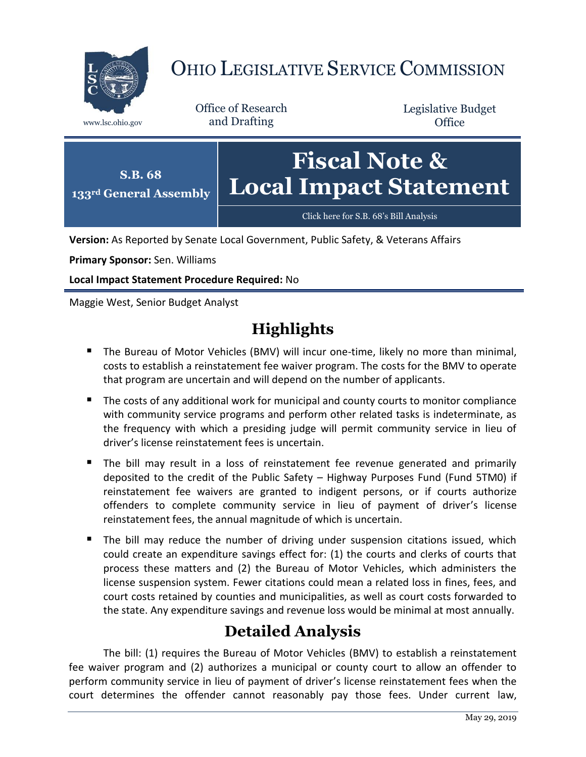# OHIO LEGISLATIVE SERVICE COMMISSION

www.lsc.ohio.gov

Office of Research and Drafting

Legislative Budget Office

**S.B. 68**
**133rd General Assembly**

# Fiscal Note & Local Impact Statement

Click here for S.B. 68's Bill Analysis

**Version:** As Reported by Senate Local Government, Public Safety, & Veterans Affairs

**Primary Sponsor:** Sen. Williams

**Local Impact Statement Procedure Required:** No

Maggie West, Senior Budget Analyst

## Highlights

- The Bureau of Motor Vehicles (BMV) will incur one-time, likely no more than minimal, costs to establish a reinstatement fee waiver program. The costs for the BMV to operate that program are uncertain and will depend on the number of applicants.
- The costs of any additional work for municipal and county courts to monitor compliance with community service programs and perform other related tasks is indeterminate, as the frequency with which a presiding judge will permit community service in lieu of driver's license reinstatement fees is uncertain.
- The bill may result in a loss of reinstatement fee revenue generated and primarily deposited to the credit of the Public Safety – Highway Purposes Fund (Fund 5TM0) if reinstatement fee waivers are granted to indigent persons, or if courts authorize offenders to complete community service in lieu of payment of driver's license reinstatement fees, the annual magnitude of which is uncertain.
- The bill may reduce the number of driving under suspension citations issued, which could create an expenditure savings effect for: (1) the courts and clerks of courts that process these matters and (2) the Bureau of Motor Vehicles, which administers the license suspension system. Fewer citations could mean a related loss in fines, fees, and court costs retained by counties and municipalities, as well as court costs forwarded to the state. Any expenditure savings and revenue loss would be minimal at most annually.

## Detailed Analysis

The bill: (1) requires the Bureau of Motor Vehicles (BMV) to establish a reinstatement fee waiver program and (2) authorizes a municipal or county court to allow an offender to perform community service in lieu of payment of driver's license reinstatement fees when the court determines the offender cannot reasonably pay those fees. Under current law,

May 29, 2019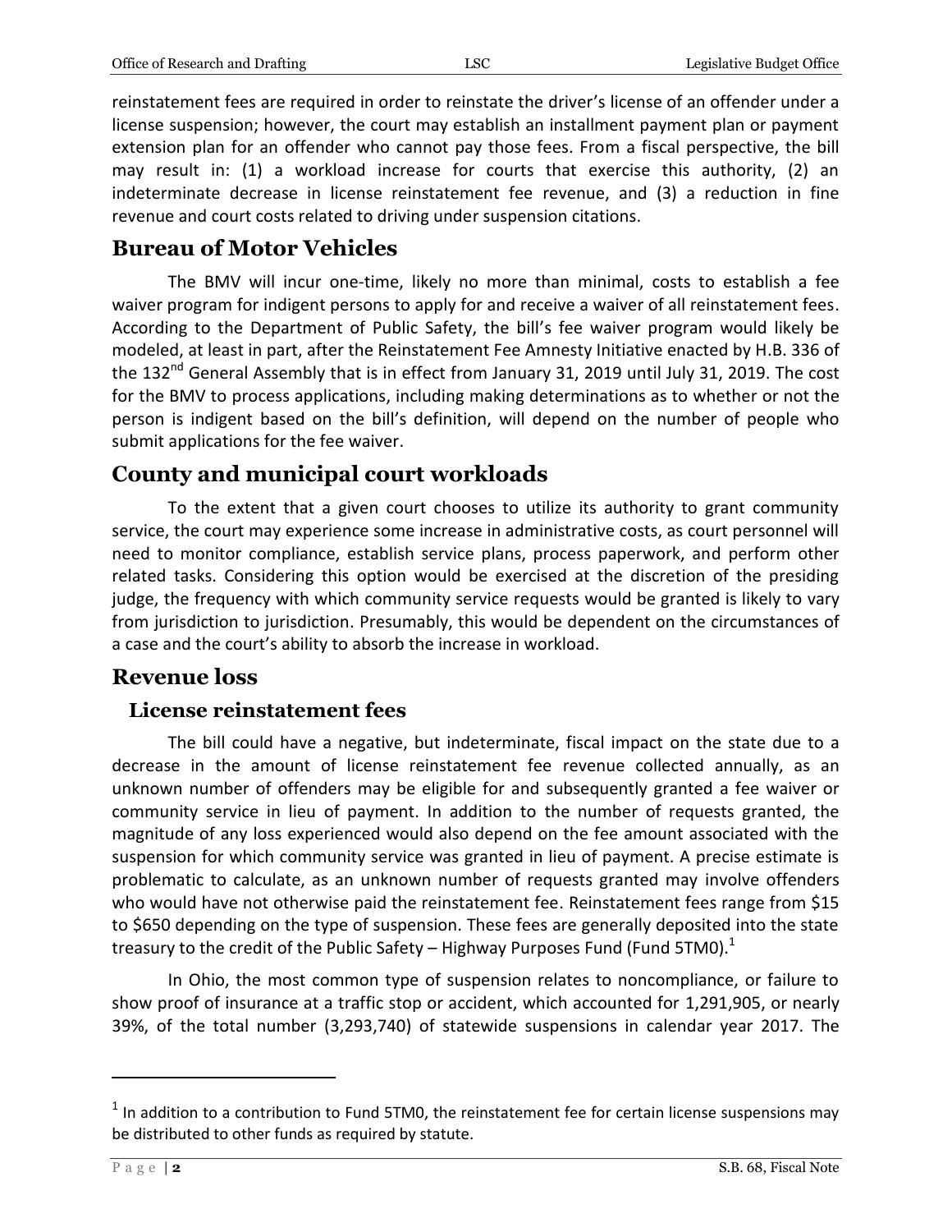reinstatement fees are required in order to reinstate the driver's license of an offender under a license suspension; however, the court may establish an installment payment plan or payment extension plan for an offender who cannot pay those fees. From a fiscal perspective, the bill may result in: (1) a workload increase for courts that exercise this authority, (2) an indeterminate decrease in license reinstatement fee revenue, and (3) a reduction in fine revenue and court costs related to driving under suspension citations.

## Bureau of Motor Vehicles

The BMV will incur one-time, likely no more than minimal, costs to establish a fee waiver program for indigent persons to apply for and receive a waiver of all reinstatement fees. According to the Department of Public Safety, the bill's fee waiver program would likely be modeled, at least in part, after the Reinstatement Fee Amnesty Initiative enacted by H.B. 336 of the 132nd General Assembly that is in effect from January 31, 2019 until July 31, 2019. The cost for the BMV to process applications, including making determinations as to whether or not the person is indigent based on the bill's definition, will depend on the number of people who submit applications for the fee waiver.

## County and municipal court workloads

To the extent that a given court chooses to utilize its authority to grant community service, the court may experience some increase in administrative costs, as court personnel will need to monitor compliance, establish service plans, process paperwork, and perform other related tasks. Considering this option would be exercised at the discretion of the presiding judge, the frequency with which community service requests would be granted is likely to vary from jurisdiction to jurisdiction. Presumably, this would be dependent on the circumstances of a case and the court's ability to absorb the increase in workload.

## Revenue loss

### License reinstatement fees

The bill could have a negative, but indeterminate, fiscal impact on the state due to a decrease in the amount of license reinstatement fee revenue collected annually, as an unknown number of offenders may be eligible for and subsequently granted a fee waiver or community service in lieu of payment. In addition to the number of requests granted, the magnitude of any loss experienced would also depend on the fee amount associated with the suspension for which community service was granted in lieu of payment. A precise estimate is problematic to calculate, as an unknown number of requests granted may involve offenders who would have not otherwise paid the reinstatement fee. Reinstatement fees range from $15 to $650 depending on the type of suspension. These fees are generally deposited into the state treasury to the credit of the Public Safety – Highway Purposes Fund (Fund 5TM0).[1]

In Ohio, the most common type of suspension relates to noncompliance, or failure to show proof of insurance at a traffic stop or accident, which accounted for 1,291,905, or nearly 39%, of the total number (3,293,740) of statewide suspensions in calendar year 2017. The

---

[1] In addition to a contribution to Fund 5TM0, the reinstatement fee for certain license suspensions may be distributed to other funds as required by statute.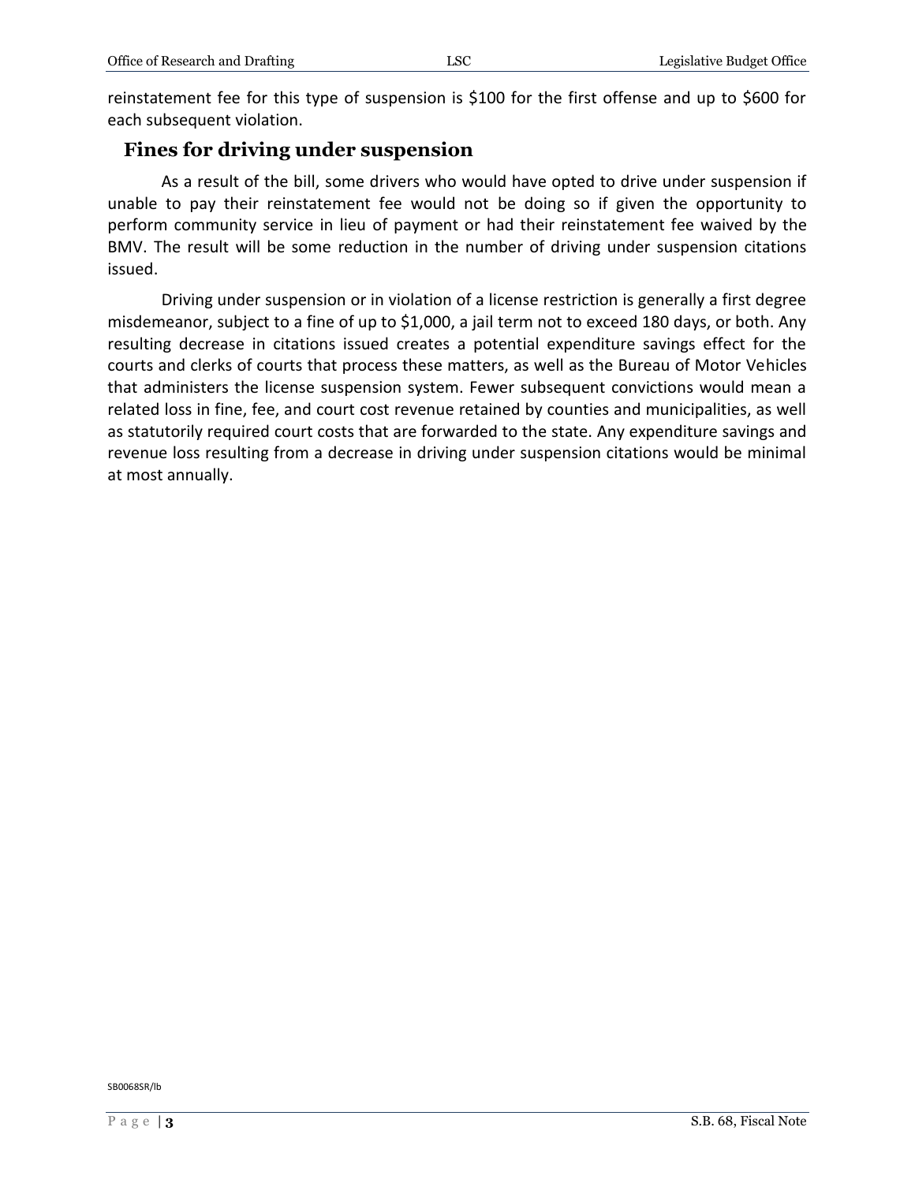reinstatement fee for this type of suspension is $100 for the first offense and up to $600 for each subsequent violation.

## Fines for driving under suspension

As a result of the bill, some drivers who would have opted to drive under suspension if unable to pay their reinstatement fee would not be doing so if given the opportunity to perform community service in lieu of payment or had their reinstatement fee waived by the BMV. The result will be some reduction in the number of driving under suspension citations issued.

Driving under suspension or in violation of a license restriction is generally a first degree misdemeanor, subject to a fine of up to $1,000, a jail term not to exceed 180 days, or both. Any resulting decrease in citations issued creates a potential expenditure savings effect for the courts and clerks of courts that process these matters, as well as the Bureau of Motor Vehicles that administers the license suspension system. Fewer subsequent convictions would mean a related loss in fine, fee, and court cost revenue retained by counties and municipalities, as well as statutorily required court costs that are forwarded to the state. Any expenditure savings and revenue loss resulting from a decrease in driving under suspension citations would be minimal at most annually.

SB0068SR/lb